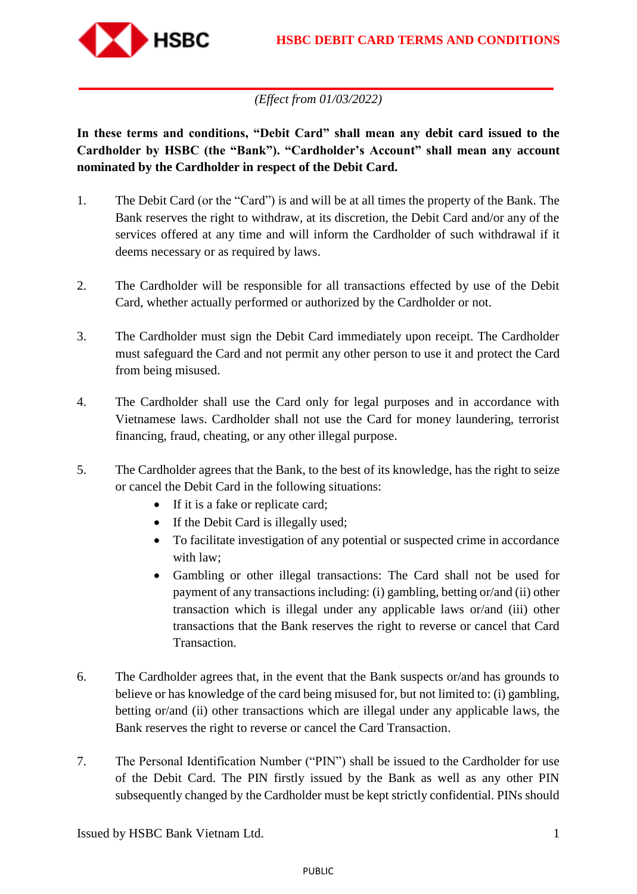# HSBC DEBIT CARD TERMS AND CONDITIONS

*(Effect from 01/03/2022)*

**In these terms and conditions, "Debit Card" shall mean any debit card issued to the Cardholder by HSBC (the "Bank"). "Cardholder's Account" shall mean any account nominated by the Cardholder in respect of the Debit Card.**

1. The Debit Card (or the "Card") is and will be at all times the property of the Bank. The Bank reserves the right to withdraw, at its discretion, the Debit Card and/or any of the services offered at any time and will inform the Cardholder of such withdrawal if it deems necessary or as required by laws.

2. The Cardholder will be responsible for all transactions effected by use of the Debit Card, whether actually performed or authorized by the Cardholder or not.

3. The Cardholder must sign the Debit Card immediately upon receipt. The Cardholder must safeguard the Card and not permit any other person to use it and protect the Card from being misused.

4. The Cardholder shall use the Card only for legal purposes and in accordance with Vietnamese laws. Cardholder shall not use the Card for money laundering, terrorist financing, fraud, cheating, or any other illegal purpose.

5. The Cardholder agrees that the Bank, to the best of its knowledge, has the right to seize or cancel the Debit Card in the following situations:
   - If it is a fake or replicate card;
   - If the Debit Card is illegally used;
   - To facilitate investigation of any potential or suspected crime in accordance with law;
   - Gambling or other illegal transactions: The Card shall not be used for payment of any transactions including: (i) gambling, betting or/and (ii) other transaction which is illegal under any applicable laws or/and (iii) other transactions that the Bank reserves the right to reverse or cancel that Card Transaction.

6. The Cardholder agrees that, in the event that the Bank suspects or/and has grounds to believe or has knowledge of the card being misused for, but not limited to: (i) gambling, betting or/and (ii) other transactions which are illegal under any applicable laws, the Bank reserves the right to reverse or cancel the Card Transaction.

7. The Personal Identification Number ("PIN") shall be issued to the Cardholder for use of the Debit Card. The PIN firstly issued by the Bank as well as any other PIN subsequently changed by the Cardholder must be kept strictly confidential. PINs should

Issued by HSBC Bank Vietnam Ltd.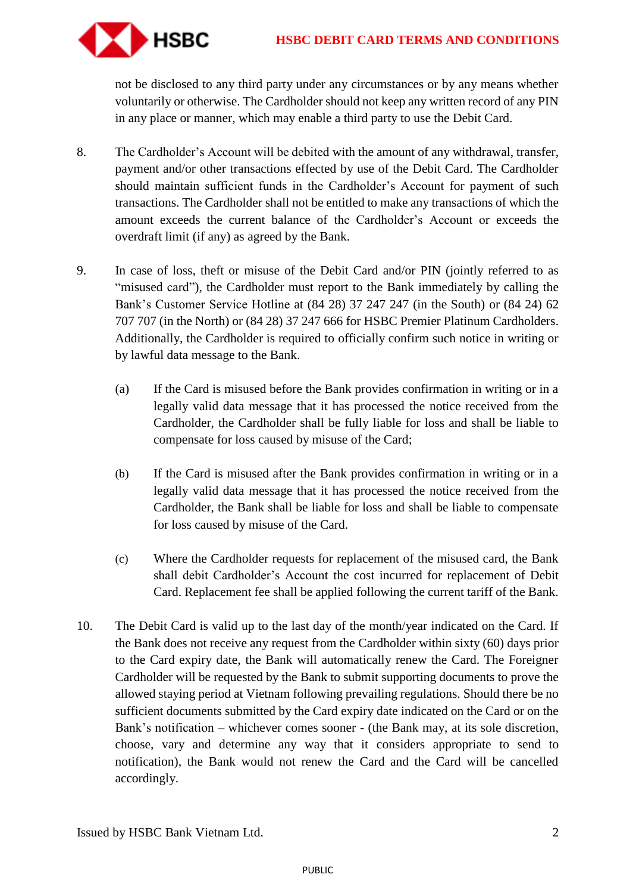not be disclosed to any third party under any circumstances or by any means whether voluntarily or otherwise. The Cardholder should not keep any written record of any PIN in any place or manner, which may enable a third party to use the Debit Card.

8. The Cardholder's Account will be debited with the amount of any withdrawal, transfer, payment and/or other transactions effected by use of the Debit Card. The Cardholder should maintain sufficient funds in the Cardholder's Account for payment of such transactions. The Cardholder shall not be entitled to make any transactions of which the amount exceeds the current balance of the Cardholder's Account or exceeds the overdraft limit (if any) as agreed by the Bank.

9. In case of loss, theft or misuse of the Debit Card and/or PIN (jointly referred to as "misused card"), the Cardholder must report to the Bank immediately by calling the Bank's Customer Service Hotline at (84 28) 37 247 247 (in the South) or (84 24) 62 707 707 (in the North) or (84 28) 37 247 666 for HSBC Premier Platinum Cardholders. Additionally, the Cardholder is required to officially confirm such notice in writing or by lawful data message to the Bank.

   (a) If the Card is misused before the Bank provides confirmation in writing or in a legally valid data message that it has processed the notice received from the Cardholder, the Cardholder shall be fully liable for loss and shall be liable to compensate for loss caused by misuse of the Card;

   (b) If the Card is misused after the Bank provides confirmation in writing or in a legally valid data message that it has processed the notice received from the Cardholder, the Bank shall be liable for loss and shall be liable to compensate for loss caused by misuse of the Card.

   (c) Where the Cardholder requests for replacement of the misused card, the Bank shall debit Cardholder's Account the cost incurred for replacement of Debit Card. Replacement fee shall be applied following the current tariff of the Bank.

10. The Debit Card is valid up to the last day of the month/year indicated on the Card. If the Bank does not receive any request from the Cardholder within sixty (60) days prior to the Card expiry date, the Bank will automatically renew the Card. The Foreigner Cardholder will be requested by the Bank to submit supporting documents to prove the allowed staying period at Vietnam following prevailing regulations. Should there be no sufficient documents submitted by the Card expiry date indicated on the Card or on the Bank's notification – whichever comes sooner - (the Bank may, at its sole discretion, choose, vary and determine any way that it considers appropriate to send to notification), the Bank would not renew the Card and the Card will be cancelled accordingly.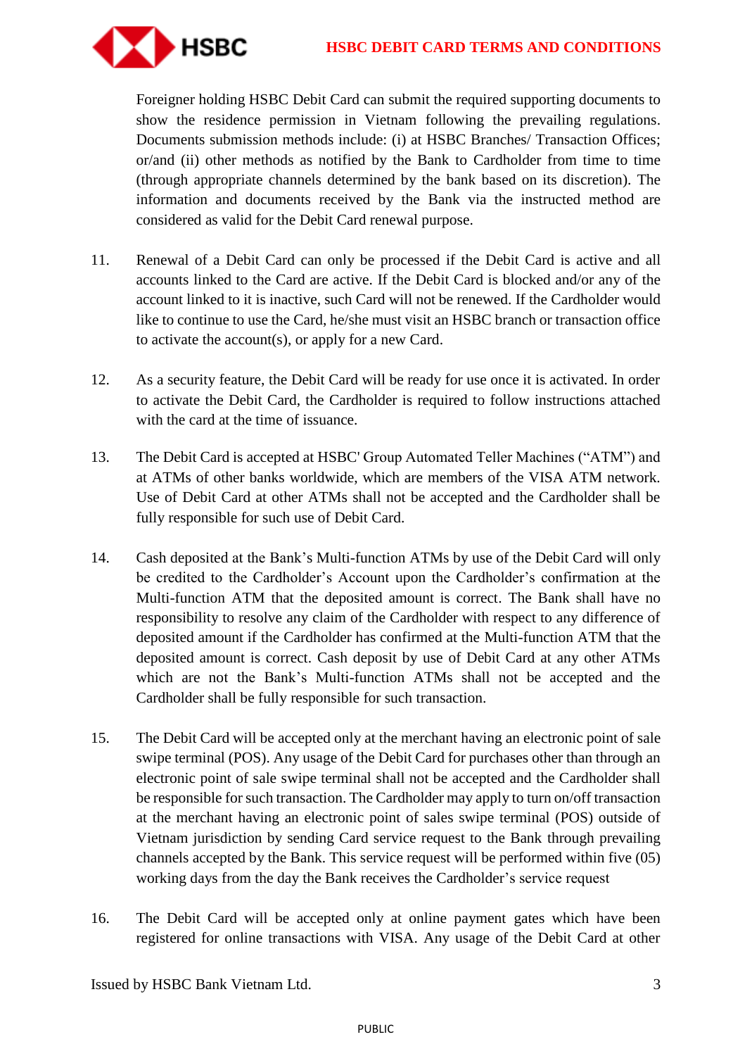Foreigner holding HSBC Debit Card can submit the required supporting documents to show the residence permission in Vietnam following the prevailing regulations. Documents submission methods include: (i) at HSBC Branches/ Transaction Offices; or/and (ii) other methods as notified by the Bank to Cardholder from time to time (through appropriate channels determined by the bank based on its discretion). The information and documents received by the Bank via the instructed method are considered as valid for the Debit Card renewal purpose.

11. Renewal of a Debit Card can only be processed if the Debit Card is active and all accounts linked to the Card are active. If the Debit Card is blocked and/or any of the account linked to it is inactive, such Card will not be renewed. If the Cardholder would like to continue to use the Card, he/she must visit an HSBC branch or transaction office to activate the account(s), or apply for a new Card.

12. As a security feature, the Debit Card will be ready for use once it is activated. In order to activate the Debit Card, the Cardholder is required to follow instructions attached with the card at the time of issuance.

13. The Debit Card is accepted at HSBC' Group Automated Teller Machines ("ATM") and at ATMs of other banks worldwide, which are members of the VISA ATM network. Use of Debit Card at other ATMs shall not be accepted and the Cardholder shall be fully responsible for such use of Debit Card.

14. Cash deposited at the Bank's Multi-function ATMs by use of the Debit Card will only be credited to the Cardholder's Account upon the Cardholder's confirmation at the Multi-function ATM that the deposited amount is correct. The Bank shall have no responsibility to resolve any claim of the Cardholder with respect to any difference of deposited amount if the Cardholder has confirmed at the Multi-function ATM that the deposited amount is correct. Cash deposit by use of Debit Card at any other ATMs which are not the Bank's Multi-function ATMs shall not be accepted and the Cardholder shall be fully responsible for such transaction.

15. The Debit Card will be accepted only at the merchant having an electronic point of sale swipe terminal (POS). Any usage of the Debit Card for purchases other than through an electronic point of sale swipe terminal shall not be accepted and the Cardholder shall be responsible for such transaction. The Cardholder may apply to turn on/off transaction at the merchant having an electronic point of sales swipe terminal (POS) outside of Vietnam jurisdiction by sending Card service request to the Bank through prevailing channels accepted by the Bank. This service request will be performed within five (05) working days from the day the Bank receives the Cardholder's service request

16. The Debit Card will be accepted only at online payment gates which have been registered for online transactions with VISA. Any usage of the Debit Card at other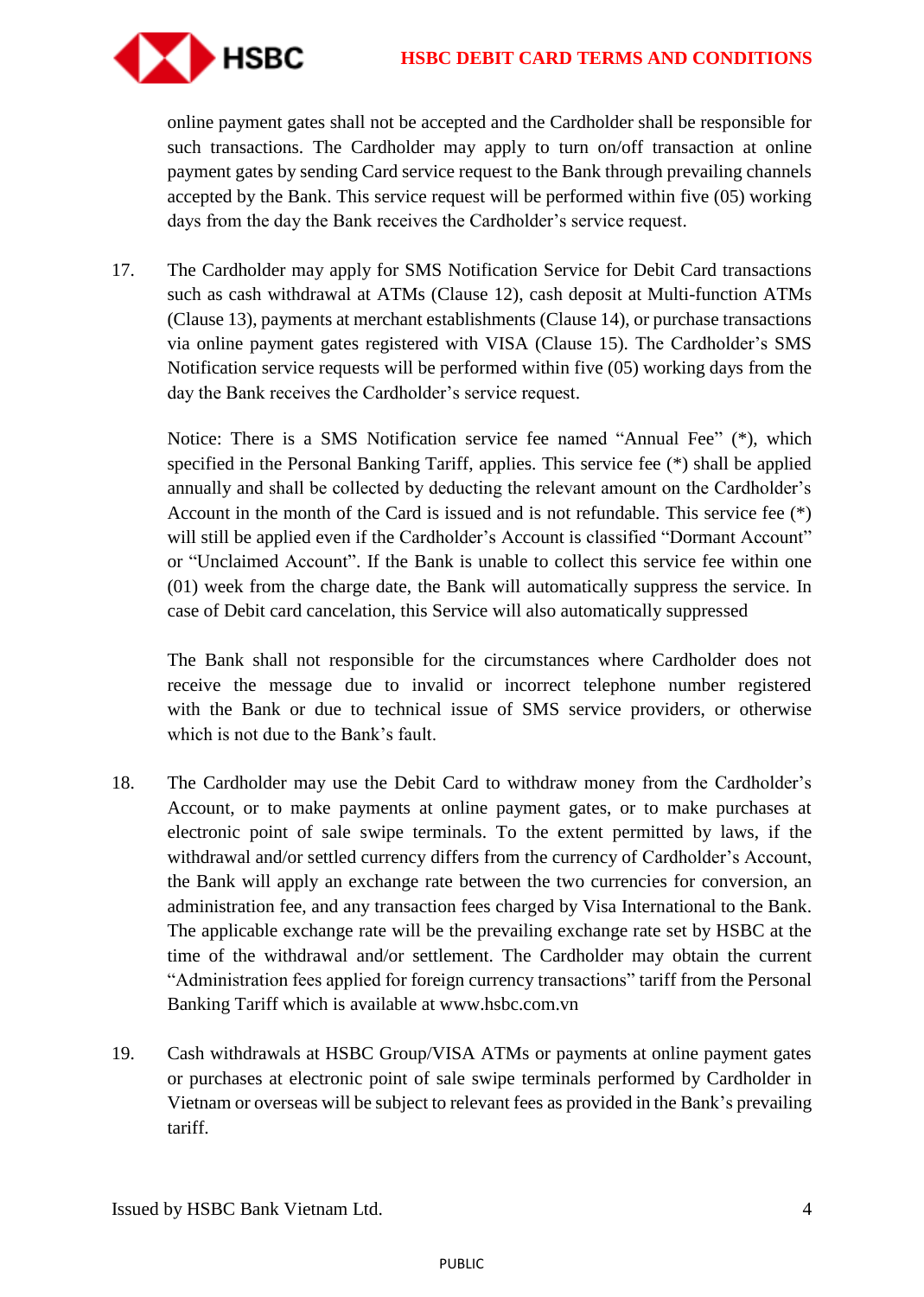online payment gates shall not be accepted and the Cardholder shall be responsible for such transactions. The Cardholder may apply to turn on/off transaction at online payment gates by sending Card service request to the Bank through prevailing channels accepted by the Bank. This service request will be performed within five (05) working days from the day the Bank receives the Cardholder's service request.

17. The Cardholder may apply for SMS Notification Service for Debit Card transactions such as cash withdrawal at ATMs (Clause 12), cash deposit at Multi-function ATMs (Clause 13), payments at merchant establishments (Clause 14), or purchase transactions via online payment gates registered with VISA (Clause 15). The Cardholder's SMS Notification service requests will be performed within five (05) working days from the day the Bank receives the Cardholder's service request.

    Notice: There is a SMS Notification service fee named "Annual Fee" (*), which specified in the Personal Banking Tariff, applies. This service fee (*) shall be applied annually and shall be collected by deducting the relevant amount on the Cardholder's Account in the month of the Card is issued and is not refundable. This service fee (*) will still be applied even if the Cardholder's Account is classified "Dormant Account" or "Unclaimed Account". If the Bank is unable to collect this service fee within one (01) week from the charge date, the Bank will automatically suppress the service. In case of Debit card cancelation, this Service will also automatically suppressed

    The Bank shall not responsible for the circumstances where Cardholder does not receive the message due to invalid or incorrect telephone number registered with the Bank or due to technical issue of SMS service providers, or otherwise which is not due to the Bank's fault.

18. The Cardholder may use the Debit Card to withdraw money from the Cardholder's Account, or to make payments at online payment gates, or to make purchases at electronic point of sale swipe terminals. To the extent permitted by laws, if the withdrawal and/or settled currency differs from the currency of Cardholder's Account, the Bank will apply an exchange rate between the two currencies for conversion, an administration fee, and any transaction fees charged by Visa International to the Bank. The applicable exchange rate will be the prevailing exchange rate set by HSBC at the time of the withdrawal and/or settlement. The Cardholder may obtain the current "Administration fees applied for foreign currency transactions" tariff from the Personal Banking Tariff which is available at www.hsbc.com.vn

19. Cash withdrawals at HSBC Group/VISA ATMs or payments at online payment gates or purchases at electronic point of sale swipe terminals performed by Cardholder in Vietnam or overseas will be subject to relevant fees as provided in the Bank's prevailing tariff.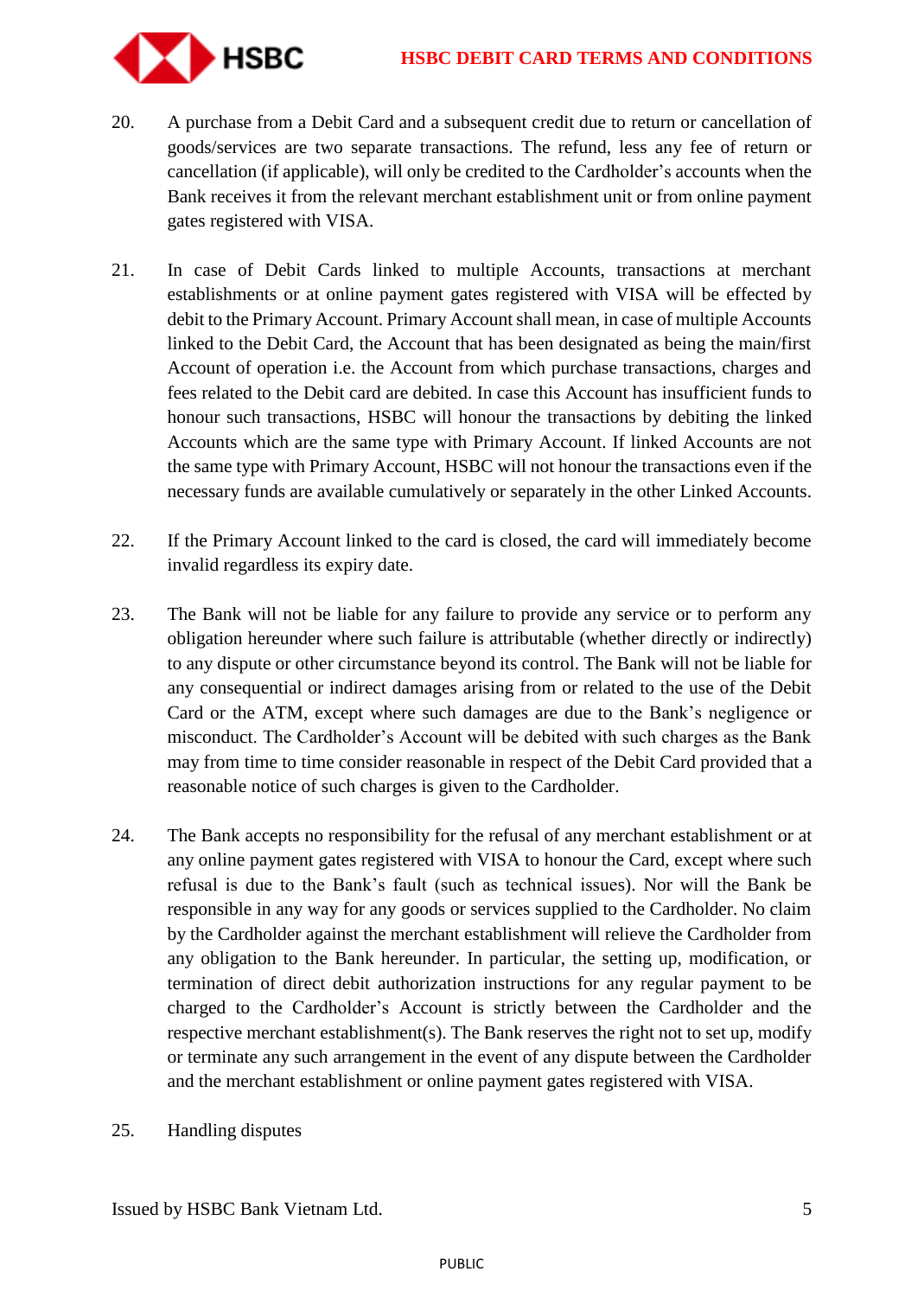20. A purchase from a Debit Card and a subsequent credit due to return or cancellation of goods/services are two separate transactions. The refund, less any fee of return or cancellation (if applicable), will only be credited to the Cardholder's accounts when the Bank receives it from the relevant merchant establishment unit or from online payment gates registered with VISA.

21. In case of Debit Cards linked to multiple Accounts, transactions at merchant establishments or at online payment gates registered with VISA will be effected by debit to the Primary Account. Primary Account shall mean, in case of multiple Accounts linked to the Debit Card, the Account that has been designated as being the main/first Account of operation i.e. the Account from which purchase transactions, charges and fees related to the Debit card are debited. In case this Account has insufficient funds to honour such transactions, HSBC will honour the transactions by debiting the linked Accounts which are the same type with Primary Account. If linked Accounts are not the same type with Primary Account, HSBC will not honour the transactions even if the necessary funds are available cumulatively or separately in the other Linked Accounts.

22. If the Primary Account linked to the card is closed, the card will immediately become invalid regardless its expiry date.

23. The Bank will not be liable for any failure to provide any service or to perform any obligation hereunder where such failure is attributable (whether directly or indirectly) to any dispute or other circumstance beyond its control. The Bank will not be liable for any consequential or indirect damages arising from or related to the use of the Debit Card or the ATM, except where such damages are due to the Bank's negligence or misconduct. The Cardholder's Account will be debited with such charges as the Bank may from time to time consider reasonable in respect of the Debit Card provided that a reasonable notice of such charges is given to the Cardholder.

24. The Bank accepts no responsibility for the refusal of any merchant establishment or at any online payment gates registered with VISA to honour the Card, except where such refusal is due to the Bank's fault (such as technical issues). Nor will the Bank be responsible in any way for any goods or services supplied to the Cardholder. No claim by the Cardholder against the merchant establishment will relieve the Cardholder from any obligation to the Bank hereunder. In particular, the setting up, modification, or termination of direct debit authorization instructions for any regular payment to be charged to the Cardholder's Account is strictly between the Cardholder and the respective merchant establishment(s). The Bank reserves the right not to set up, modify or terminate any such arrangement in the event of any dispute between the Cardholder and the merchant establishment or online payment gates registered with VISA.

25. Handling disputes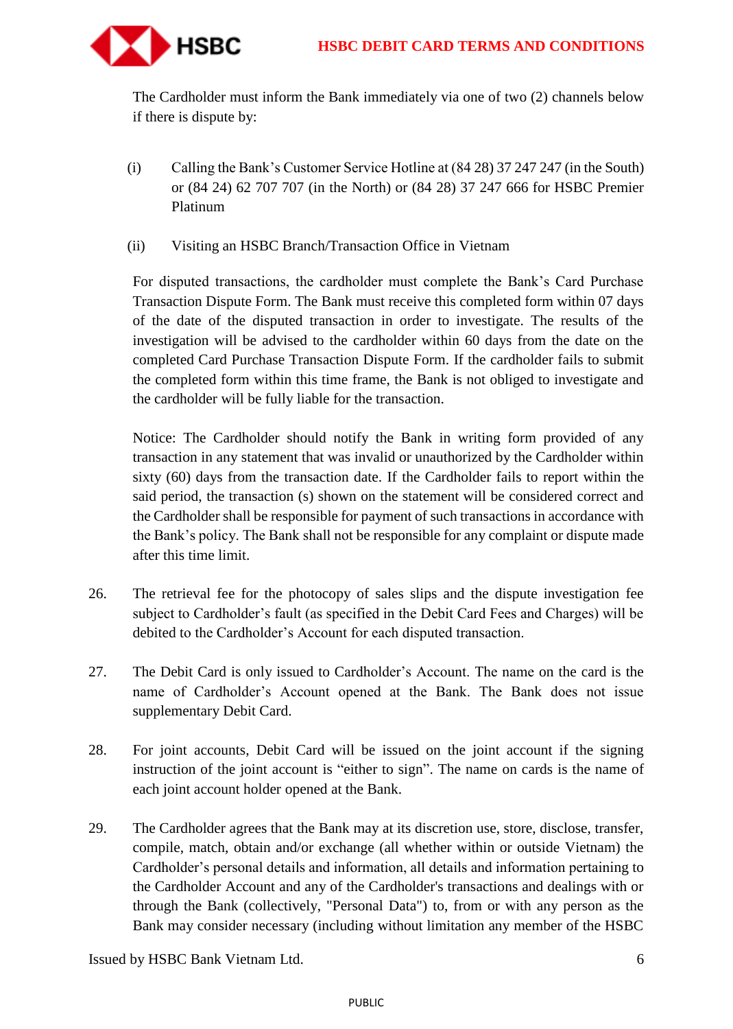The Cardholder must inform the Bank immediately via one of two (2) channels below if there is dispute by:

(i) Calling the Bank's Customer Service Hotline at (84 28) 37 247 247 (in the South) or (84 24) 62 707 707 (in the North) or (84 28) 37 247 666 for HSBC Premier Platinum

(ii) Visiting an HSBC Branch/Transaction Office in Vietnam

For disputed transactions, the cardholder must complete the Bank's Card Purchase Transaction Dispute Form. The Bank must receive this completed form within 07 days of the date of the disputed transaction in order to investigate. The results of the investigation will be advised to the cardholder within 60 days from the date on the completed Card Purchase Transaction Dispute Form. If the cardholder fails to submit the completed form within this time frame, the Bank is not obliged to investigate and the cardholder will be fully liable for the transaction.

Notice: The Cardholder should notify the Bank in writing form provided of any transaction in any statement that was invalid or unauthorized by the Cardholder within sixty (60) days from the transaction date. If the Cardholder fails to report within the said period, the transaction (s) shown on the statement will be considered correct and the Cardholder shall be responsible for payment of such transactions in accordance with the Bank's policy. The Bank shall not be responsible for any complaint or dispute made after this time limit.

26. The retrieval fee for the photocopy of sales slips and the dispute investigation fee subject to Cardholder's fault (as specified in the Debit Card Fees and Charges) will be debited to the Cardholder's Account for each disputed transaction.

27. The Debit Card is only issued to Cardholder's Account. The name on the card is the name of Cardholder's Account opened at the Bank. The Bank does not issue supplementary Debit Card.

28. For joint accounts, Debit Card will be issued on the joint account if the signing instruction of the joint account is "either to sign". The name on cards is the name of each joint account holder opened at the Bank.

29. The Cardholder agrees that the Bank may at its discretion use, store, disclose, transfer, compile, match, obtain and/or exchange (all whether within or outside Vietnam) the Cardholder's personal details and information, all details and information pertaining to the Cardholder Account and any of the Cardholder's transactions and dealings with or through the Bank (collectively, "Personal Data") to, from or with any person as the Bank may consider necessary (including without limitation any member of the HSBC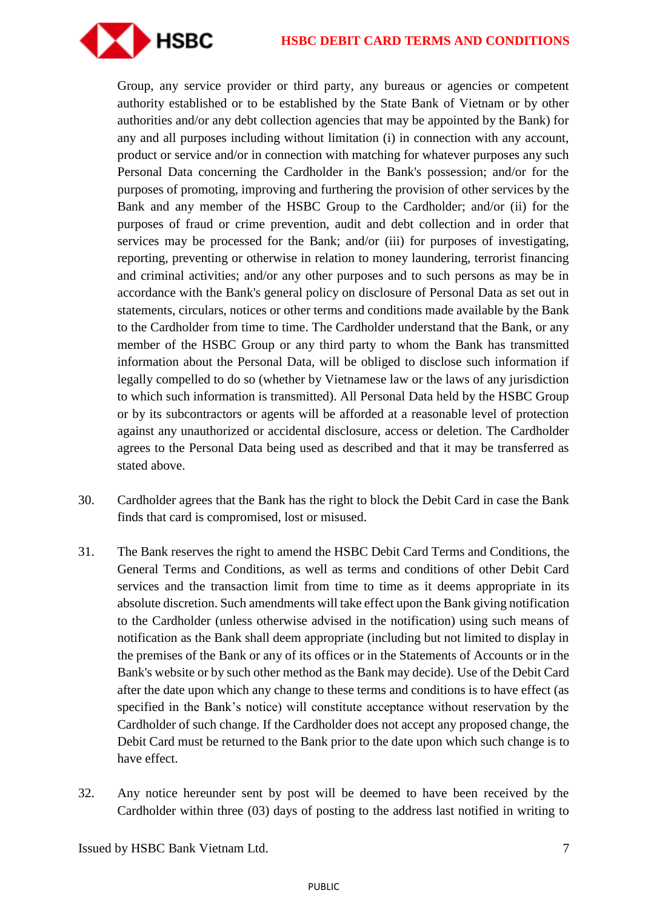Group, any service provider or third party, any bureaus or agencies or competent authority established or to be established by the State Bank of Vietnam or by other authorities and/or any debt collection agencies that may be appointed by the Bank) for any and all purposes including without limitation (i) in connection with any account, product or service and/or in connection with matching for whatever purposes any such Personal Data concerning the Cardholder in the Bank's possession; and/or for the purposes of promoting, improving and furthering the provision of other services by the Bank and any member of the HSBC Group to the Cardholder; and/or (ii) for the purposes of fraud or crime prevention, audit and debt collection and in order that services may be processed for the Bank; and/or (iii) for purposes of investigating, reporting, preventing or otherwise in relation to money laundering, terrorist financing and criminal activities; and/or any other purposes and to such persons as may be in accordance with the Bank's general policy on disclosure of Personal Data as set out in statements, circulars, notices or other terms and conditions made available by the Bank to the Cardholder from time to time. The Cardholder understand that the Bank, or any member of the HSBC Group or any third party to whom the Bank has transmitted information about the Personal Data, will be obliged to disclose such information if legally compelled to do so (whether by Vietnamese law or the laws of any jurisdiction to which such information is transmitted). All Personal Data held by the HSBC Group or by its subcontractors or agents will be afforded at a reasonable level of protection against any unauthorized or accidental disclosure, access or deletion. The Cardholder agrees to the Personal Data being used as described and that it may be transferred as stated above.

30. Cardholder agrees that the Bank has the right to block the Debit Card in case the Bank finds that card is compromised, lost or misused.

31. The Bank reserves the right to amend the HSBC Debit Card Terms and Conditions, the General Terms and Conditions, as well as terms and conditions of other Debit Card services and the transaction limit from time to time as it deems appropriate in its absolute discretion. Such amendments will take effect upon the Bank giving notification to the Cardholder (unless otherwise advised in the notification) using such means of notification as the Bank shall deem appropriate (including but not limited to display in the premises of the Bank or any of its offices or in the Statements of Accounts or in the Bank's website or by such other method as the Bank may decide). Use of the Debit Card after the date upon which any change to these terms and conditions is to have effect (as specified in the Bank's notice) will constitute acceptance without reservation by the Cardholder of such change. If the Cardholder does not accept any proposed change, the Debit Card must be returned to the Bank prior to the date upon which such change is to have effect.

32. Any notice hereunder sent by post will be deemed to have been received by the Cardholder within three (03) days of posting to the address last notified in writing to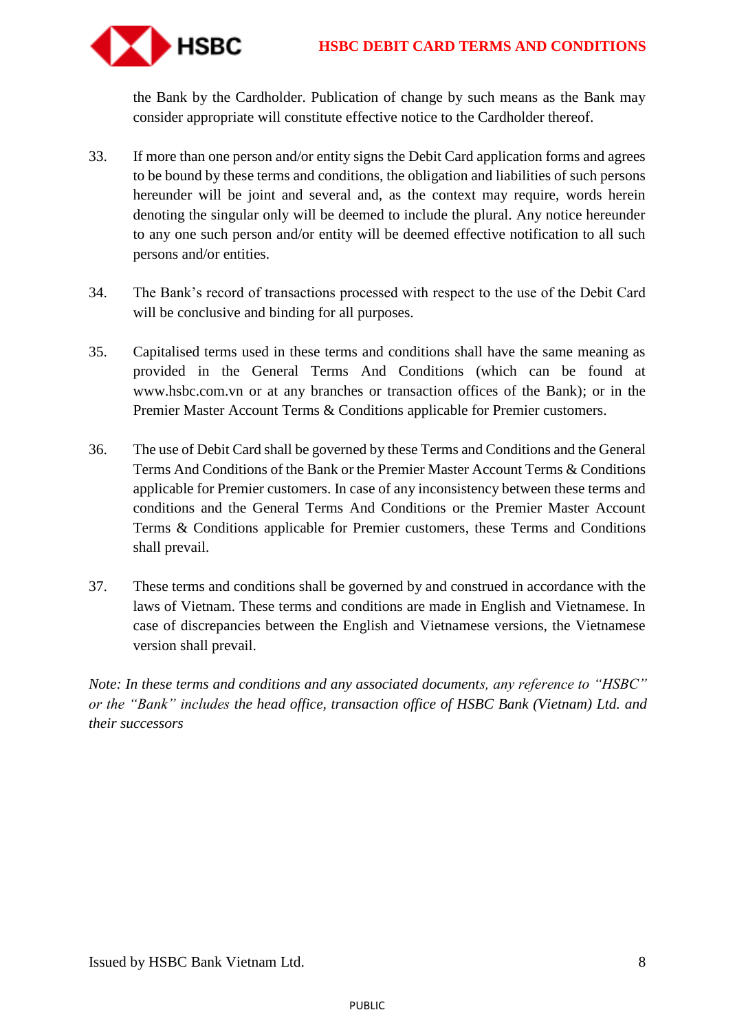the Bank by the Cardholder. Publication of change by such means as the Bank may consider appropriate will constitute effective notice to the Cardholder thereof.

33. If more than one person and/or entity signs the Debit Card application forms and agrees to be bound by these terms and conditions, the obligation and liabilities of such persons hereunder will be joint and several and, as the context may require, words herein denoting the singular only will be deemed to include the plural. Any notice hereunder to any one such person and/or entity will be deemed effective notification to all such persons and/or entities.

34. The Bank's record of transactions processed with respect to the use of the Debit Card will be conclusive and binding for all purposes.

35. Capitalised terms used in these terms and conditions shall have the same meaning as provided in the General Terms And Conditions (which can be found at www.hsbc.com.vn or at any branches or transaction offices of the Bank); or in the Premier Master Account Terms & Conditions applicable for Premier customers.

36. The use of Debit Card shall be governed by these Terms and Conditions and the General Terms And Conditions of the Bank or the Premier Master Account Terms & Conditions applicable for Premier customers. In case of any inconsistency between these terms and conditions and the General Terms And Conditions or the Premier Master Account Terms & Conditions applicable for Premier customers, these Terms and Conditions shall prevail.

37. These terms and conditions shall be governed by and construed in accordance with the laws of Vietnam. These terms and conditions are made in English and Vietnamese. In case of discrepancies between the English and Vietnamese versions, the Vietnamese version shall prevail.

*Note: In these terms and conditions and any associated documents, any reference to "HSBC" or the "Bank" includes the head office, transaction office of HSBC Bank (Vietnam) Ltd. and their successors*

Issued by HSBC Bank Vietnam Ltd.